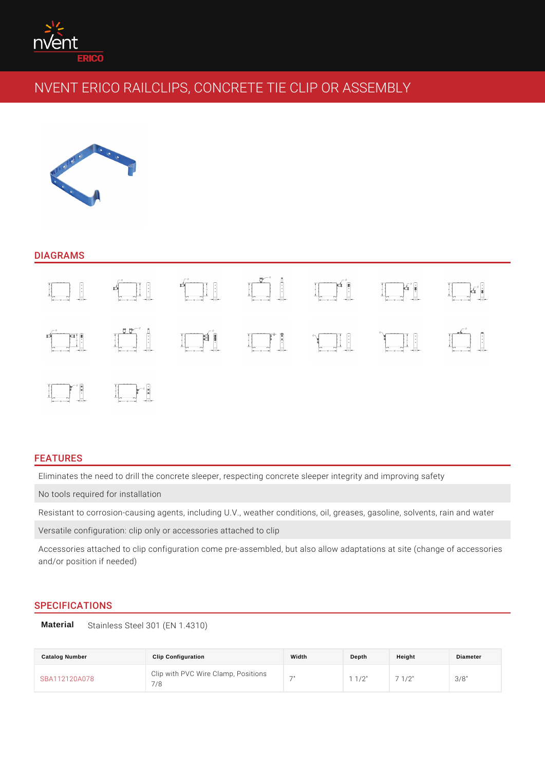# NVENT ERICO RAILCLIPS, CONCRETE TIE CLIP OR ASSEMBLY

## DIAGRAMS

## FEATURES

Eliminates the need to drill the concrete sleeper, respecting concrete sleeper integrity and improving safety

No tools required for installation

Resistant to corrosion-causing agents, including U.V., weather conditions, oil, greases, gasoline, solvents, rain and water

Versatile configuration: clip only or accessories attached to clip

Accessories attached to clip configuration come pre-assembled, but also allow adaptations at site (change of accessories and/or position if needed)

## SPECIFICATIONS

**Material** Stainless Steel 301 (EN 1.4310)

| Catalog Number | Clip Configuration | Width | Depth | Height | Diameter |
|---|---|---|---|---|---|
| SBA112120A078 | Clip with PVC Wire Clamp, Positions 7/8 | 7" | 1 1/2" | 7 1/2" | 3/8" |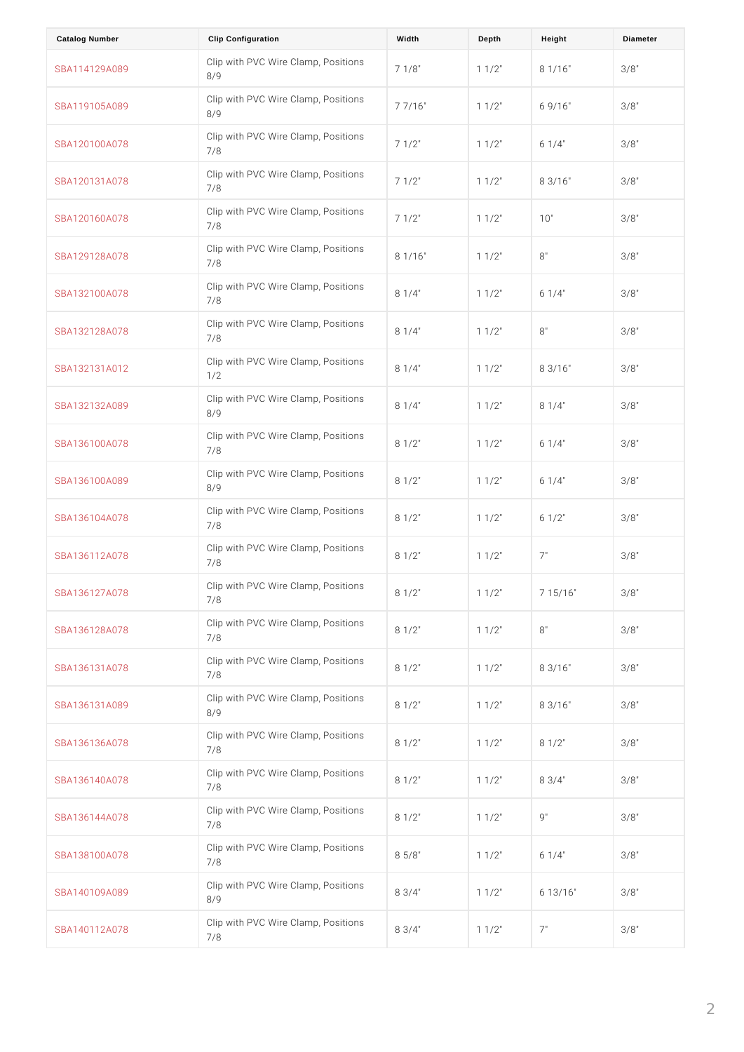| Catalog Number | Clip Configuration | Width | Depth | Height | Diameter |
|---|---|---|---|---|---|
| SBA114129A089 | Clip with PVC Wire Clamp, Positions 8/9 | 7 1/8" | 1 1/2" | 8 1/16" | 3/8" |
| SBA119105A089 | Clip with PVC Wire Clamp, Positions 8/9 | 7 7/16" | 1 1/2" | 6 9/16" | 3/8" |
| SBA120100A078 | Clip with PVC Wire Clamp, Positions 7/8 | 7 1/2" | 1 1/2" | 6 1/4" | 3/8" |
| SBA120131A078 | Clip with PVC Wire Clamp, Positions 7/8 | 7 1/2" | 1 1/2" | 8 3/16" | 3/8" |
| SBA120160A078 | Clip with PVC Wire Clamp, Positions 7/8 | 7 1/2" | 1 1/2" | 10" | 3/8" |
| SBA129128A078 | Clip with PVC Wire Clamp, Positions 7/8 | 8 1/16" | 1 1/2" | 8" | 3/8" |
| SBA132100A078 | Clip with PVC Wire Clamp, Positions 7/8 | 8 1/4" | 1 1/2" | 6 1/4" | 3/8" |
| SBA132128A078 | Clip with PVC Wire Clamp, Positions 7/8 | 8 1/4" | 1 1/2" | 8" | 3/8" |
| SBA132131A012 | Clip with PVC Wire Clamp, Positions 1/2 | 8 1/4" | 1 1/2" | 8 3/16" | 3/8" |
| SBA132132A089 | Clip with PVC Wire Clamp, Positions 8/9 | 8 1/4" | 1 1/2" | 8 1/4" | 3/8" |
| SBA136100A078 | Clip with PVC Wire Clamp, Positions 7/8 | 8 1/2" | 1 1/2" | 6 1/4" | 3/8" |
| SBA136100A089 | Clip with PVC Wire Clamp, Positions 8/9 | 8 1/2" | 1 1/2" | 6 1/4" | 3/8" |
| SBA136104A078 | Clip with PVC Wire Clamp, Positions 7/8 | 8 1/2" | 1 1/2" | 6 1/2" | 3/8" |
| SBA136112A078 | Clip with PVC Wire Clamp, Positions 7/8 | 8 1/2" | 1 1/2" | 7" | 3/8" |
| SBA136127A078 | Clip with PVC Wire Clamp, Positions 7/8 | 8 1/2" | 1 1/2" | 7 15/16" | 3/8" |
| SBA136128A078 | Clip with PVC Wire Clamp, Positions 7/8 | 8 1/2" | 1 1/2" | 8" | 3/8" |
| SBA136131A078 | Clip with PVC Wire Clamp, Positions 7/8 | 8 1/2" | 1 1/2" | 8 3/16" | 3/8" |
| SBA136131A089 | Clip with PVC Wire Clamp, Positions 8/9 | 8 1/2" | 1 1/2" | 8 3/16" | 3/8" |
| SBA136136A078 | Clip with PVC Wire Clamp, Positions 7/8 | 8 1/2" | 1 1/2" | 8 1/2" | 3/8" |
| SBA136140A078 | Clip with PVC Wire Clamp, Positions 7/8 | 8 1/2" | 1 1/2" | 8 3/4" | 3/8" |
| SBA136144A078 | Clip with PVC Wire Clamp, Positions 7/8 | 8 1/2" | 1 1/2" | 9" | 3/8" |
| SBA138100A078 | Clip with PVC Wire Clamp, Positions 7/8 | 8 5/8" | 1 1/2" | 6 1/4" | 3/8" |
| SBA140109A089 | Clip with PVC Wire Clamp, Positions 8/9 | 8 3/4" | 1 1/2" | 6 13/16" | 3/8" |
| SBA140112A078 | Clip with PVC Wire Clamp, Positions 7/8 | 8 3/4" | 1 1/2" | 7" | 3/8" |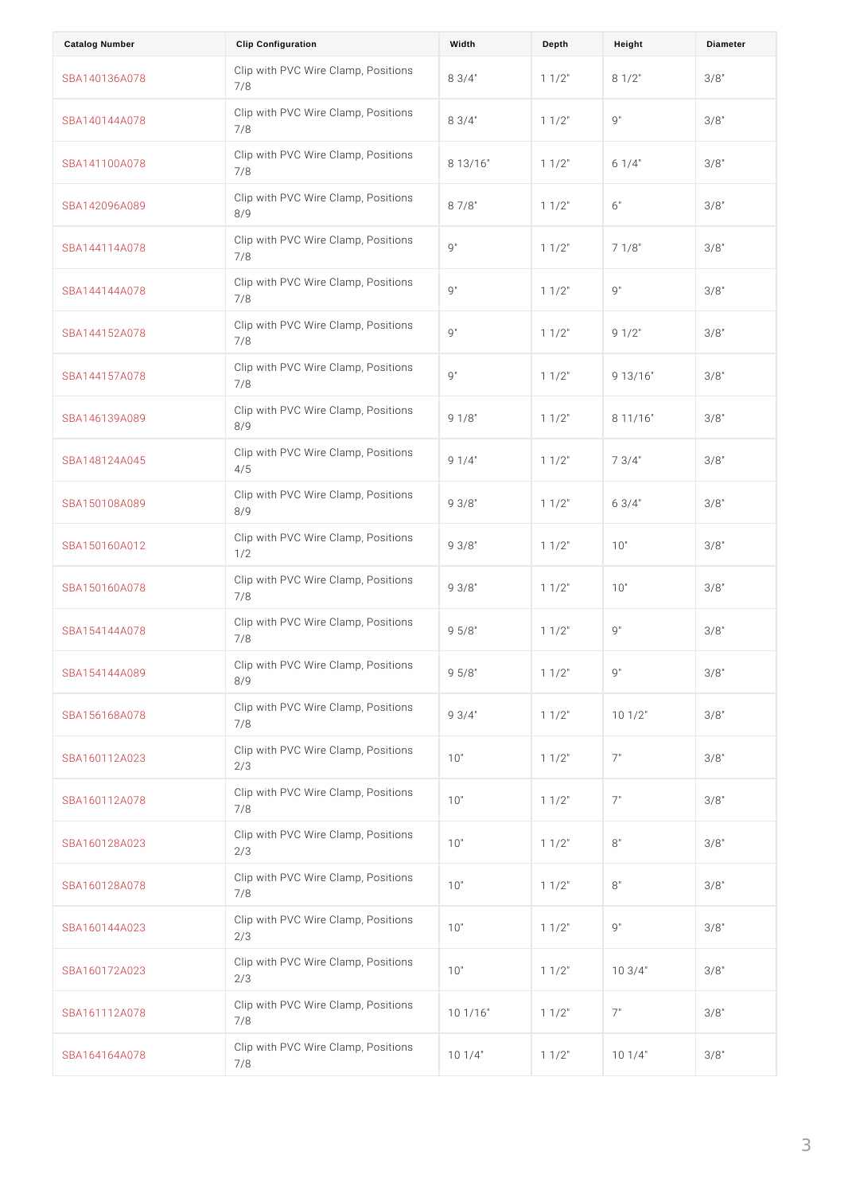| Catalog Number | Clip Configuration | Width | Depth | Height | Diameter |
| --- | --- | --- | --- | --- | --- |
| SBA140136A078 | Clip with PVC Wire Clamp, Positions 7/8 | 8 3/4" | 1 1/2" | 8 1/2" | 3/8" |
| SBA140144A078 | Clip with PVC Wire Clamp, Positions 7/8 | 8 3/4" | 1 1/2" | 9" | 3/8" |
| SBA141100A078 | Clip with PVC Wire Clamp, Positions 7/8 | 8 13/16" | 1 1/2" | 6 1/4" | 3/8" |
| SBA142096A089 | Clip with PVC Wire Clamp, Positions 8/9 | 8 7/8" | 1 1/2" | 6" | 3/8" |
| SBA144114A078 | Clip with PVC Wire Clamp, Positions 7/8 | 9" | 1 1/2" | 7 1/8" | 3/8" |
| SBA144144A078 | Clip with PVC Wire Clamp, Positions 7/8 | 9" | 1 1/2" | 9" | 3/8" |
| SBA144152A078 | Clip with PVC Wire Clamp, Positions 7/8 | 9" | 1 1/2" | 9 1/2" | 3/8" |
| SBA144157A078 | Clip with PVC Wire Clamp, Positions 7/8 | 9" | 1 1/2" | 9 13/16" | 3/8" |
| SBA146139A089 | Clip with PVC Wire Clamp, Positions 8/9 | 9 1/8" | 1 1/2" | 8 11/16" | 3/8" |
| SBA148124A045 | Clip with PVC Wire Clamp, Positions 4/5 | 9 1/4" | 1 1/2" | 7 3/4" | 3/8" |
| SBA150108A089 | Clip with PVC Wire Clamp, Positions 8/9 | 9 3/8" | 1 1/2" | 6 3/4" | 3/8" |
| SBA150160A012 | Clip with PVC Wire Clamp, Positions 1/2 | 9 3/8" | 1 1/2" | 10" | 3/8" |
| SBA150160A078 | Clip with PVC Wire Clamp, Positions 7/8 | 9 3/8" | 1 1/2" | 10" | 3/8" |
| SBA154144A078 | Clip with PVC Wire Clamp, Positions 7/8 | 9 5/8" | 1 1/2" | 9" | 3/8" |
| SBA154144A089 | Clip with PVC Wire Clamp, Positions 8/9 | 9 5/8" | 1 1/2" | 9" | 3/8" |
| SBA156168A078 | Clip with PVC Wire Clamp, Positions 7/8 | 9 3/4" | 1 1/2" | 10 1/2" | 3/8" |
| SBA160112A023 | Clip with PVC Wire Clamp, Positions 2/3 | 10" | 1 1/2" | 7" | 3/8" |
| SBA160112A078 | Clip with PVC Wire Clamp, Positions 7/8 | 10" | 1 1/2" | 7" | 3/8" |
| SBA160128A023 | Clip with PVC Wire Clamp, Positions 2/3 | 10" | 1 1/2" | 8" | 3/8" |
| SBA160128A078 | Clip with PVC Wire Clamp, Positions 7/8 | 10" | 1 1/2" | 8" | 3/8" |
| SBA160144A023 | Clip with PVC Wire Clamp, Positions 2/3 | 10" | 1 1/2" | 9" | 3/8" |
| SBA160172A023 | Clip with PVC Wire Clamp, Positions 2/3 | 10" | 1 1/2" | 10 3/4" | 3/8" |
| SBA161112A078 | Clip with PVC Wire Clamp, Positions 7/8 | 10 1/16" | 1 1/2" | 7" | 3/8" |
| SBA164164A078 | Clip with PVC Wire Clamp, Positions 7/8 | 10 1/4" | 1 1/2" | 10 1/4" | 3/8" |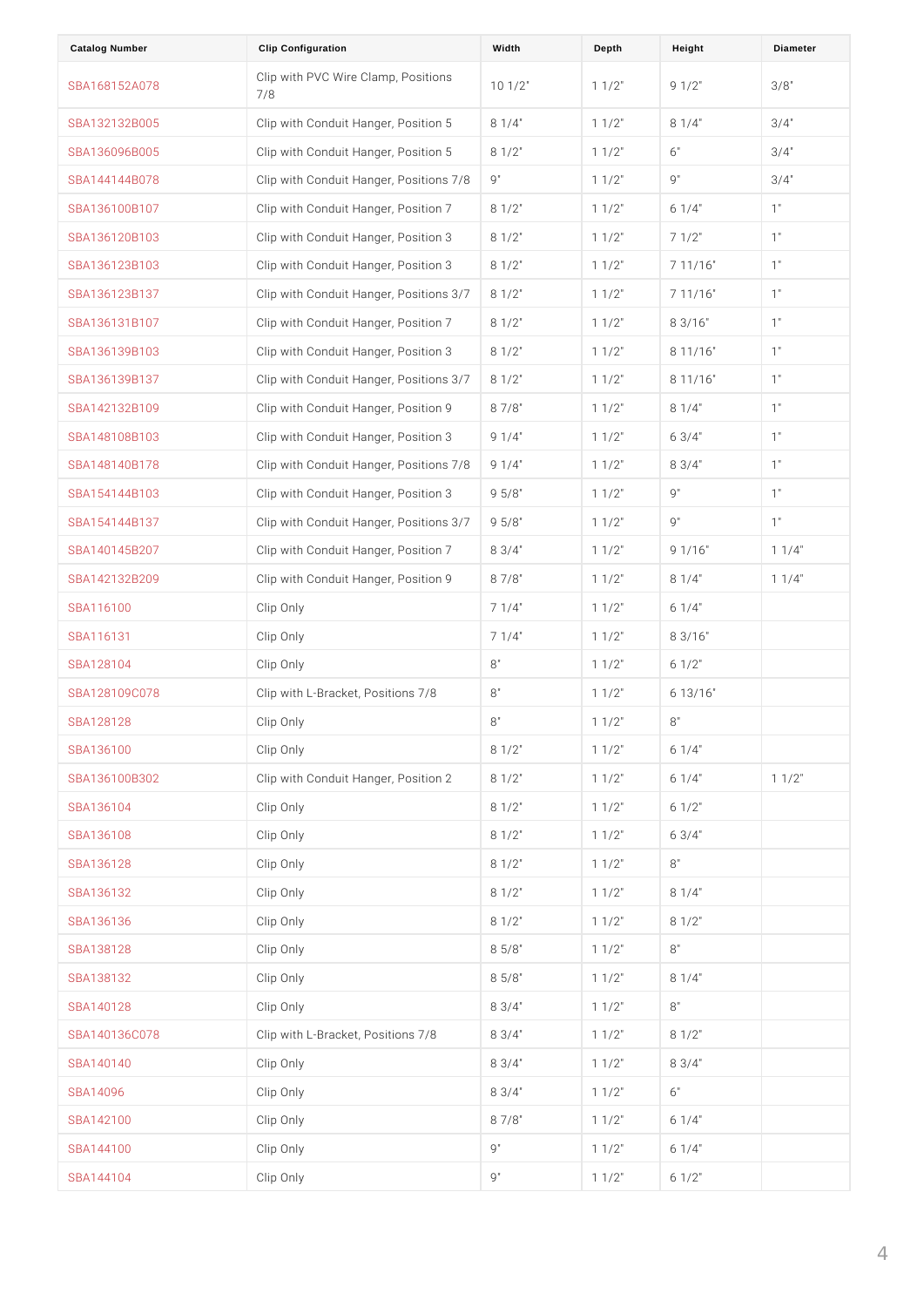| Catalog Number | Clip Configuration | Width | Depth | Height | Diameter |
|---|---|---|---|---|---|
| SBA168152A078 | Clip with PVC Wire Clamp, Positions 7/8 | 10 1/2" | 1 1/2" | 9 1/2" | 3/8" |
| SBA132132B005 | Clip with Conduit Hanger, Position 5 | 8 1/4" | 1 1/2" | 8 1/4" | 3/4" |
| SBA136096B005 | Clip with Conduit Hanger, Position 5 | 8 1/2" | 1 1/2" | 6" | 3/4" |
| SBA144144B078 | Clip with Conduit Hanger, Positions 7/8 | 9" | 1 1/2" | 9" | 3/4" |
| SBA136100B107 | Clip with Conduit Hanger, Position 7 | 8 1/2" | 1 1/2" | 6 1/4" | 1" |
| SBA136120B103 | Clip with Conduit Hanger, Position 3 | 8 1/2" | 1 1/2" | 7 1/2" | 1" |
| SBA136123B103 | Clip with Conduit Hanger, Position 3 | 8 1/2" | 1 1/2" | 7 11/16" | 1" |
| SBA136123B137 | Clip with Conduit Hanger, Positions 3/7 | 8 1/2" | 1 1/2" | 7 11/16" | 1" |
| SBA136131B107 | Clip with Conduit Hanger, Position 7 | 8 1/2" | 1 1/2" | 8 3/16" | 1" |
| SBA136139B103 | Clip with Conduit Hanger, Position 3 | 8 1/2" | 1 1/2" | 8 11/16" | 1" |
| SBA136139B137 | Clip with Conduit Hanger, Positions 3/7 | 8 1/2" | 1 1/2" | 8 11/16" | 1" |
| SBA142132B109 | Clip with Conduit Hanger, Position 9 | 8 7/8" | 1 1/2" | 8 1/4" | 1" |
| SBA148108B103 | Clip with Conduit Hanger, Position 3 | 9 1/4" | 1 1/2" | 6 3/4" | 1" |
| SBA148140B178 | Clip with Conduit Hanger, Positions 7/8 | 9 1/4" | 1 1/2" | 8 3/4" | 1" |
| SBA154144B103 | Clip with Conduit Hanger, Position 3 | 9 5/8" | 1 1/2" | 9" | 1" |
| SBA154144B137 | Clip with Conduit Hanger, Positions 3/7 | 9 5/8" | 1 1/2" | 9" | 1" |
| SBA140145B207 | Clip with Conduit Hanger, Position 7 | 8 3/4" | 1 1/2" | 9 1/16" | 1 1/4" |
| SBA142132B209 | Clip with Conduit Hanger, Position 9 | 8 7/8" | 1 1/2" | 8 1/4" | 1 1/4" |
| SBA116100 | Clip Only | 7 1/4" | 1 1/2" | 6 1/4" | |
| SBA116131 | Clip Only | 7 1/4" | 1 1/2" | 8 3/16" | |
| SBA128104 | Clip Only | 8" | 1 1/2" | 6 1/2" | |
| SBA128109C078 | Clip with L-Bracket, Positions 7/8 | 8" | 1 1/2" | 6 13/16" | |
| SBA128128 | Clip Only | 8" | 1 1/2" | 8" | |
| SBA136100 | Clip Only | 8 1/2" | 1 1/2" | 6 1/4" | |
| SBA136100B302 | Clip with Conduit Hanger, Position 2 | 8 1/2" | 1 1/2" | 6 1/4" | 1 1/2" |
| SBA136104 | Clip Only | 8 1/2" | 1 1/2" | 6 1/2" | |
| SBA136108 | Clip Only | 8 1/2" | 1 1/2" | 6 3/4" | |
| SBA136128 | Clip Only | 8 1/2" | 1 1/2" | 8" | |
| SBA136132 | Clip Only | 8 1/2" | 1 1/2" | 8 1/4" | |
| SBA136136 | Clip Only | 8 1/2" | 1 1/2" | 8 1/2" | |
| SBA138128 | Clip Only | 8 5/8" | 1 1/2" | 8" | |
| SBA138132 | Clip Only | 8 5/8" | 1 1/2" | 8 1/4" | |
| SBA140128 | Clip Only | 8 3/4" | 1 1/2" | 8" | |
| SBA140136C078 | Clip with L-Bracket, Positions 7/8 | 8 3/4" | 1 1/2" | 8 1/2" | |
| SBA140140 | Clip Only | 8 3/4" | 1 1/2" | 8 3/4" | |
| SBA14096 | Clip Only | 8 3/4" | 1 1/2" | 6" | |
| SBA142100 | Clip Only | 8 7/8" | 1 1/2" | 6 1/4" | |
| SBA144100 | Clip Only | 9" | 1 1/2" | 6 1/4" | |
| SBA144104 | Clip Only | 9" | 1 1/2" | 6 1/2" | |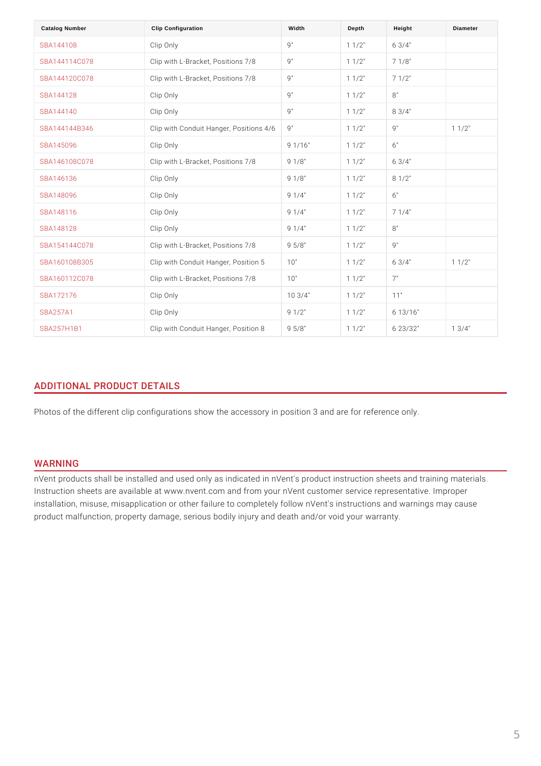| Catalog Number | Clip Configuration | Width | Depth | Height | Diameter |
|---|---|---|---|---|---|
| SBA144108 | Clip Only | 9" | 1 1/2" | 6 3/4" | |
| SBA144114C078 | Clip with L-Bracket, Positions 7/8 | 9" | 1 1/2" | 7 1/8" | |
| SBA144120C078 | Clip with L-Bracket, Positions 7/8 | 9" | 1 1/2" | 7 1/2" | |
| SBA144128 | Clip Only | 9" | 1 1/2" | 8" | |
| SBA144140 | Clip Only | 9" | 1 1/2" | 8 3/4" | |
| SBA144144B346 | Clip with Conduit Hanger, Positions 4/6 | 9" | 1 1/2" | 9" | 1 1/2" |
| SBA145096 | Clip Only | 9 1/16" | 1 1/2" | 6" | |
| SBA146108C078 | Clip with L-Bracket, Positions 7/8 | 9 1/8" | 1 1/2" | 6 3/4" | |
| SBA146136 | Clip Only | 9 1/8" | 1 1/2" | 8 1/2" | |
| SBA148096 | Clip Only | 9 1/4" | 1 1/2" | 6" | |
| SBA148116 | Clip Only | 9 1/4" | 1 1/2" | 7 1/4" | |
| SBA148128 | Clip Only | 9 1/4" | 1 1/2" | 8" | |
| SBA154144C078 | Clip with L-Bracket, Positions 7/8 | 9 5/8" | 1 1/2" | 9" | |
| SBA160108B305 | Clip with Conduit Hanger, Position 5 | 10" | 1 1/2" | 6 3/4" | 1 1/2" |
| SBA160112C078 | Clip with L-Bracket, Positions 7/8 | 10" | 1 1/2" | 7" | |
| SBA172176 | Clip Only | 10 3/4" | 1 1/2" | 11" | |
| SBA257A1 | Clip Only | 9 1/2" | 1 1/2" | 6 13/16" | |
| SBA257H1B1 | Clip with Conduit Hanger, Position 8 | 9 5/8" | 1 1/2" | 6 23/32" | 1 3/4" |

## ADDITIONAL PRODUCT DETAILS

Photos of the different clip configurations show the accessory in position 3 and are for reference only.

## WARNING

nVent products shall be installed and used only as indicated in nVent's product instruction sheets and training materials. Instruction sheets are available at www.nvent.com and from your nVent customer service representative. Improper installation, misuse, misapplication or other failure to completely follow nVent's instructions and warnings may cause product malfunction, property damage, serious bodily injury and death and/or void your warranty.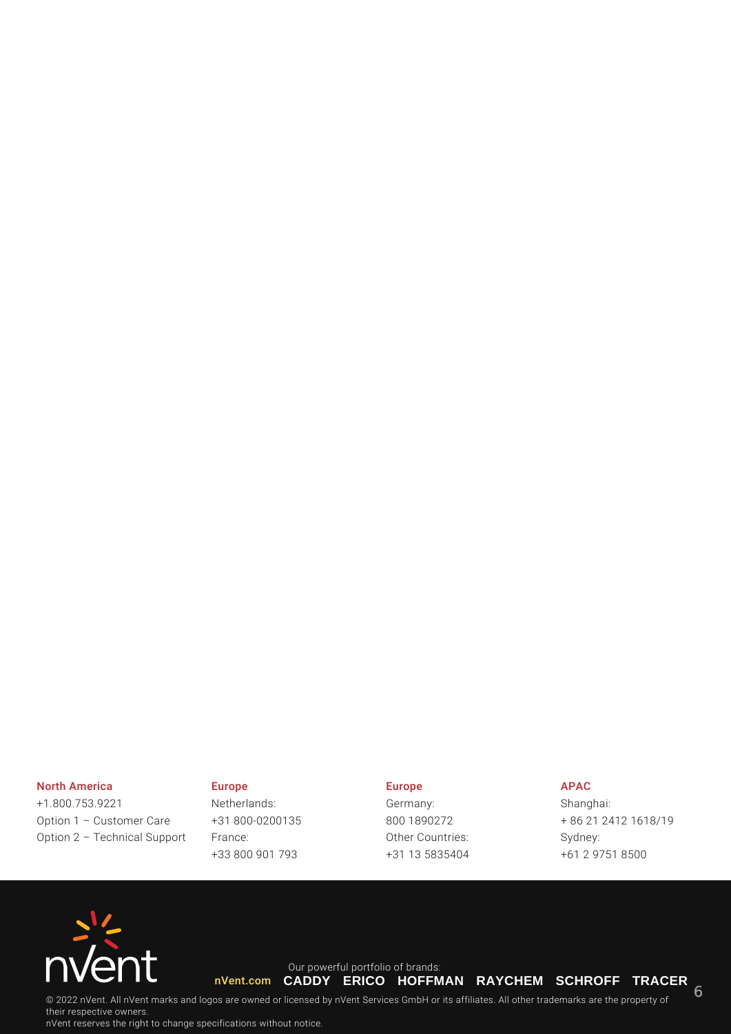**North America**
+1.800.753.9221
Option 1 – Customer Care
Option 2 – Technical Support

**Europe**
Netherlands:
+31 800-0200135
France:
+33 800 901 793

**Europe**
Germany:
800 1890272
Other Countries:
+31 13 5835404

**APAC**
Shanghai:
+ 86 21 2412 1618/19
Sydney:
+61 2 9751 8500

Our powerful portfolio of brands:
nVent.com **CADDY ERICO HOFFMAN RAYCHEM SCHROFF TRACER**

© 2022 nVent. All nVent marks and logos are owned or licensed by nVent Services GmbH or its affiliates. All other trademarks are the property of their respective owners.
nVent reserves the right to change specifications without notice.